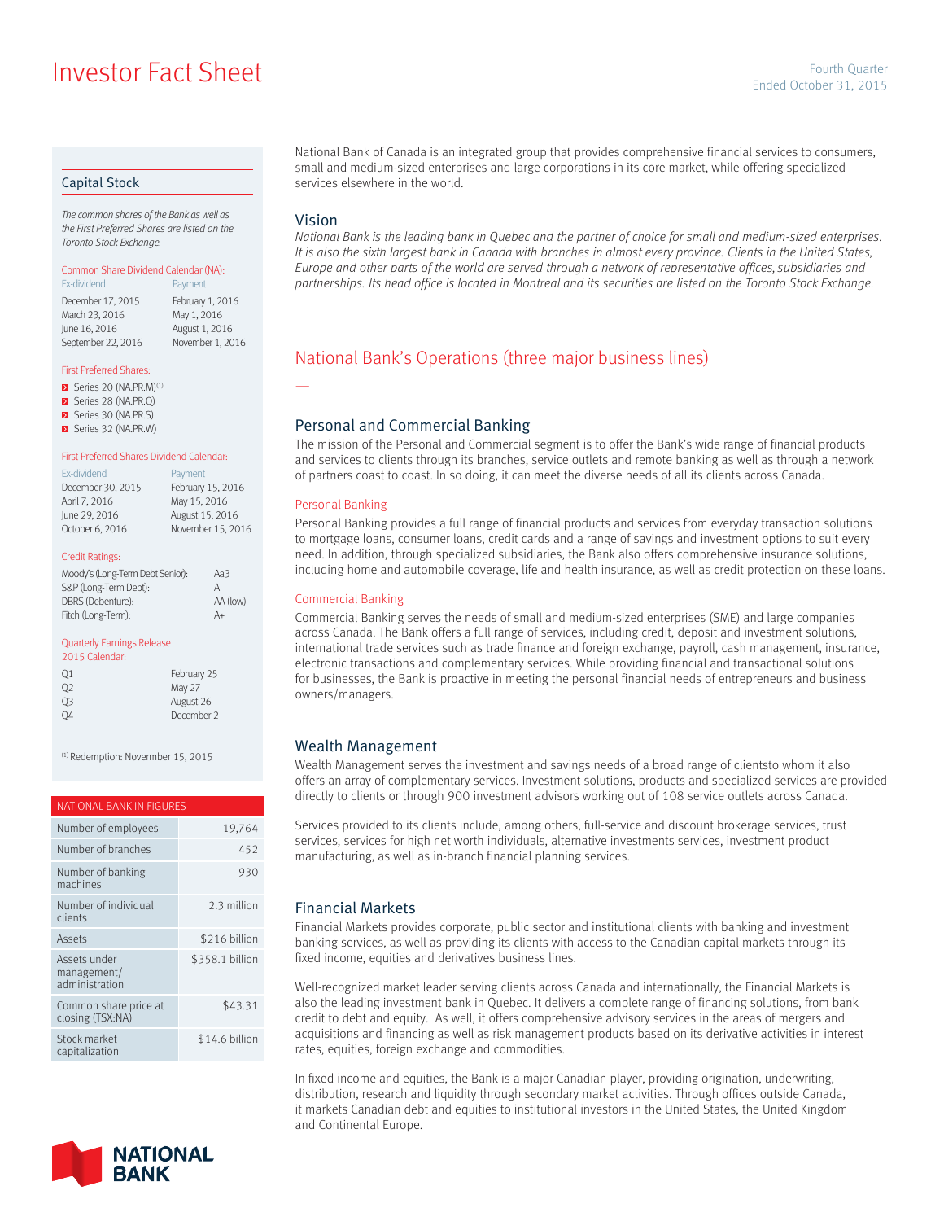# Investor Fact Sheet

Fourth Quarter
Ended October 31, 2015

## Capital Stock

*The common shares of the Bank as well as the First Preferred Shares are listed on the Toronto Stock Exchange.*

**Common Share Dividend Calendar (NA):**

| Ex-dividend | Payment |
|---|---|
| December 17, 2015 | February 1, 2016 |
| March 23, 2016 | May 1, 2016 |
| June 16, 2016 | August 1, 2016 |
| September 22, 2016 | November 1, 2016 |

**First Preferred Shares:**

- Series 20 (NA.PR.M)[1]
- Series 28 (NA.PR.Q)
- Series 30 (NA.PR.S)
- Series 32 (NA.PR.W)

**First Preferred Shares Dividend Calendar:**

| Ex-dividend | Payment |
|---|---|
| December 30, 2015 | February 15, 2016 |
| April 7, 2016 | May 15, 2016 |
| June 29, 2016 | August 15, 2016 |
| October 6, 2016 | November 15, 2016 |

**Credit Ratings:**

| | |
|---|---|
| Moody's (Long-Term Debt Senior): | Aa3 |
| S&P (Long-Term Debt): | A |
| DBRS (Debenture): | AA (low) |
| Fitch (Long-Term): | A+ |

**Quarterly Earnings Release 2015 Calendar:**

| | |
|---|---|
| Q1 | February 25 |
| Q2 | May 27 |
| Q3 | August 26 |
| Q4 | December 2 |

[1] Redemption: Novermber 15, 2015

| NATIONAL BANK IN FIGURES | |
|---|---|
| Number of employees | 19,764 |
| Number of branches | 452 |
| Number of banking machines | 930 |
| Number of individual clients | 2.3 million |
| Assets | $216 billion |
| Assets under management/ administration | $358.1 billion |
| Common share price at closing (TSX:NA) | $43.31 |
| Stock market capitalization | $14.6 billion |

National Bank of Canada is an integrated group that provides comprehensive financial services to consumers, small and medium-sized enterprises and large corporations in its core market, while offering specialized services elsewhere in the world.

## Vision

*National Bank is the leading bank in Quebec and the partner of choice for small and medium-sized enterprises. It is also the sixth largest bank in Canada with branches in almost every province. Clients in the United States, Europe and other parts of the world are served through a network of representative offices, subsidiaries and partnerships. Its head office is located in Montreal and its securities are listed on the Toronto Stock Exchange.*

## National Bank's Operations (three major business lines)

### Personal and Commercial Banking

The mission of the Personal and Commercial segment is to offer the Bank's wide range of financial products and services to clients through its branches, service outlets and remote banking as well as through a network of partners coast to coast. In so doing, it can meet the diverse needs of all its clients across Canada.

#### Personal Banking

Personal Banking provides a full range of financial products and services from everyday transaction solutions to mortgage loans, consumer loans, credit cards and a range of savings and investment options to suit every need. In addition, through specialized subsidiaries, the Bank also offers comprehensive insurance solutions, including home and automobile coverage, life and health insurance, as well as credit protection on these loans.

#### Commercial Banking

Commercial Banking serves the needs of small and medium-sized enterprises (SME) and large companies across Canada. The Bank offers a full range of services, including credit, deposit and investment solutions, international trade services such as trade finance and foreign exchange, payroll, cash management, insurance, electronic transactions and complementary services. While providing financial and transactional solutions for businesses, the Bank is proactive in meeting the personal financial needs of entrepreneurs and business owners/managers.

### Wealth Management

Wealth Management serves the investment and savings needs of a broad range of clientsto whom it also offers an array of complementary services. Investment solutions, products and specialized services are provided directly to clients or through 900 investment advisors working out of 108 service outlets across Canada.

Services provided to its clients include, among others, full-service and discount brokerage services, trust services, services for high net worth individuals, alternative investments services, investment product manufacturing, as well as in-branch financial planning services.

### Financial Markets

Financial Markets provides corporate, public sector and institutional clients with banking and investment banking services, as well as providing its clients with access to the Canadian capital markets through its fixed income, equities and derivatives business lines.

Well-recognized market leader serving clients across Canada and internationally, the Financial Markets is also the leading investment bank in Quebec. It delivers a complete range of financing solutions, from bank credit to debt and equity. As well, it offers comprehensive advisory services in the areas of mergers and acquisitions and financing as well as risk management products based on its derivative activities in interest rates, equities, foreign exchange and commodities.

In fixed income and equities, the Bank is a major Canadian player, providing origination, underwriting, distribution, research and liquidity through secondary market activities. Through offices outside Canada, it markets Canadian debt and equities to institutional investors in the United States, the United Kingdom and Continental Europe.

NATIONAL BANK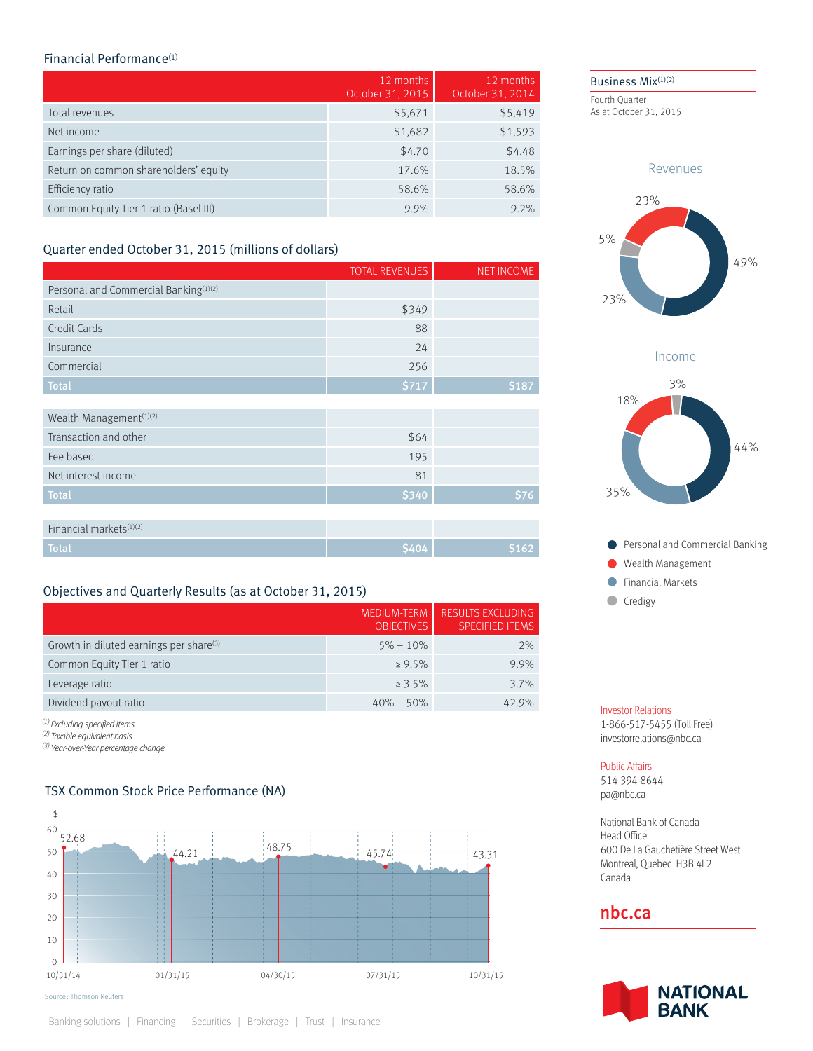## Financial Performance[1]

| | 12 months October 31, 2015 | 12 months October 31, 2014 |
|---|---|---|
| Total revenues | $5,671 | $5,419 |
| Net income | $1,682 | $1,593 |
| Earnings per share (diluted) | $4.70 | $4.48 |
| Return on common shareholders' equity | 17.6% | 18.5% |
| Efficiency ratio | 58.6% | 58.6% |
| Common Equity Tier 1 ratio (Basel III) | 9.9% | 9.2% |

## Quarter ended October 31, 2015 (millions of dollars)

| | TOTAL REVENUES | NET INCOME |
|---|---|---|
| Personal and Commercial Banking[1][2] | | |
| Retail | $349 | |
| Credit Cards | 88 | |
| Insurance | 24 | |
| Commercial | 256 | |
| **Total** | **$717** | **$187** |
| Wealth Management[1][2] | | |
| Transaction and other | $64 | |
| Fee based | 195 | |
| Net interest income | 81 | |
| **Total** | **$340** | **$76** |
| Financial markets[1][2] | | |
| **Total** | **$404** | **$162** |

## Objectives and Quarterly Results (as at October 31, 2015)

| | MEDIUM-TERM OBJECTIVES | RESULTS EXCLUDING SPECIFIED ITEMS |
|---|---|---|
| Growth in diluted earnings per share[3] | 5% – 10% | 2% |
| Common Equity Tier 1 ratio | ≥ 9.5% | 9.9% |
| Leverage ratio | ≥ 3.5% | 3.7% |
| Dividend payout ratio | 40% – 50% | 42.9% |

*[1] Excluding specified items*
*[2] Taxable equivalent basis*
*[3] Year-over-Year percentage change*

## TSX Common Stock Price Performance (NA)

$
60
50
40
30
20
10
0
52.68
44.21
48.75
45.74
43.31
10/31/14
01/31/15
04/30/15
07/31/15
10/31/15

Source: Thomson Reuters

## Business Mix[1][2]

Fourth Quarter
As at October 31, 2015

Revenues
49%
23%
23%
5%

Income
44%
35%
18%
3%

Personal and Commercial Banking
Wealth Management
Financial Markets
Credigy

Investor Relations
1-866-517-5455 (Toll Free)
investorrelations@nbc.ca

Public Affairs
514-394-8644
pa@nbc.ca

National Bank of Canada
Head Office
600 De La Gauchetière Street West
Montreal, Quebec H3B 4L2
Canada

**nbc.ca**

NATIONAL BANK

Banking solutions | Financing | Securities | Brokerage | Trust | Insurance